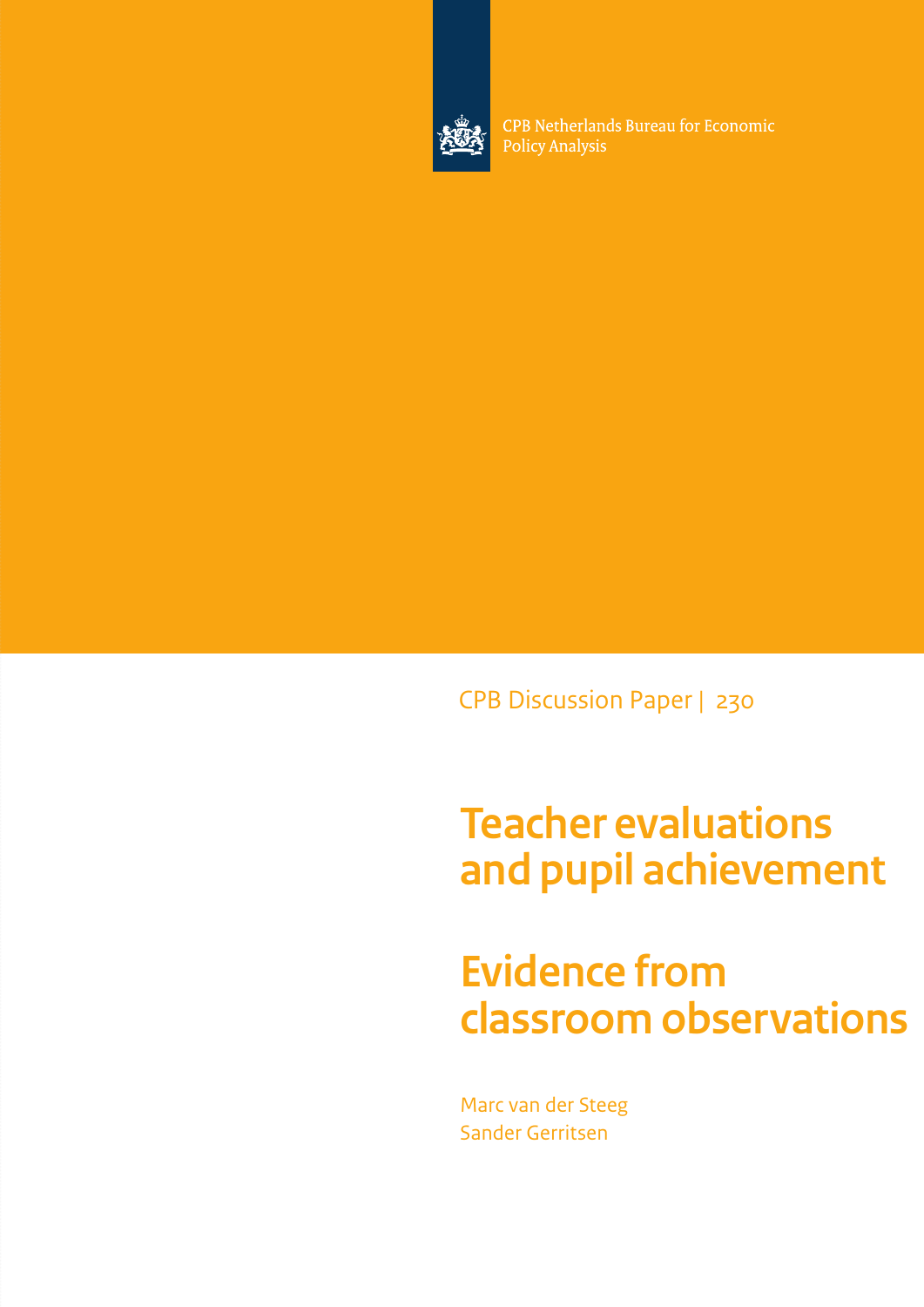CPB Netherlands Bureau for Economic Policy Analysis

CPB Discussion Paper | 230

# Teacher evaluations and pupil achievement

# Evidence from classroom observations

Marc van der Steeg
Sander Gerritsen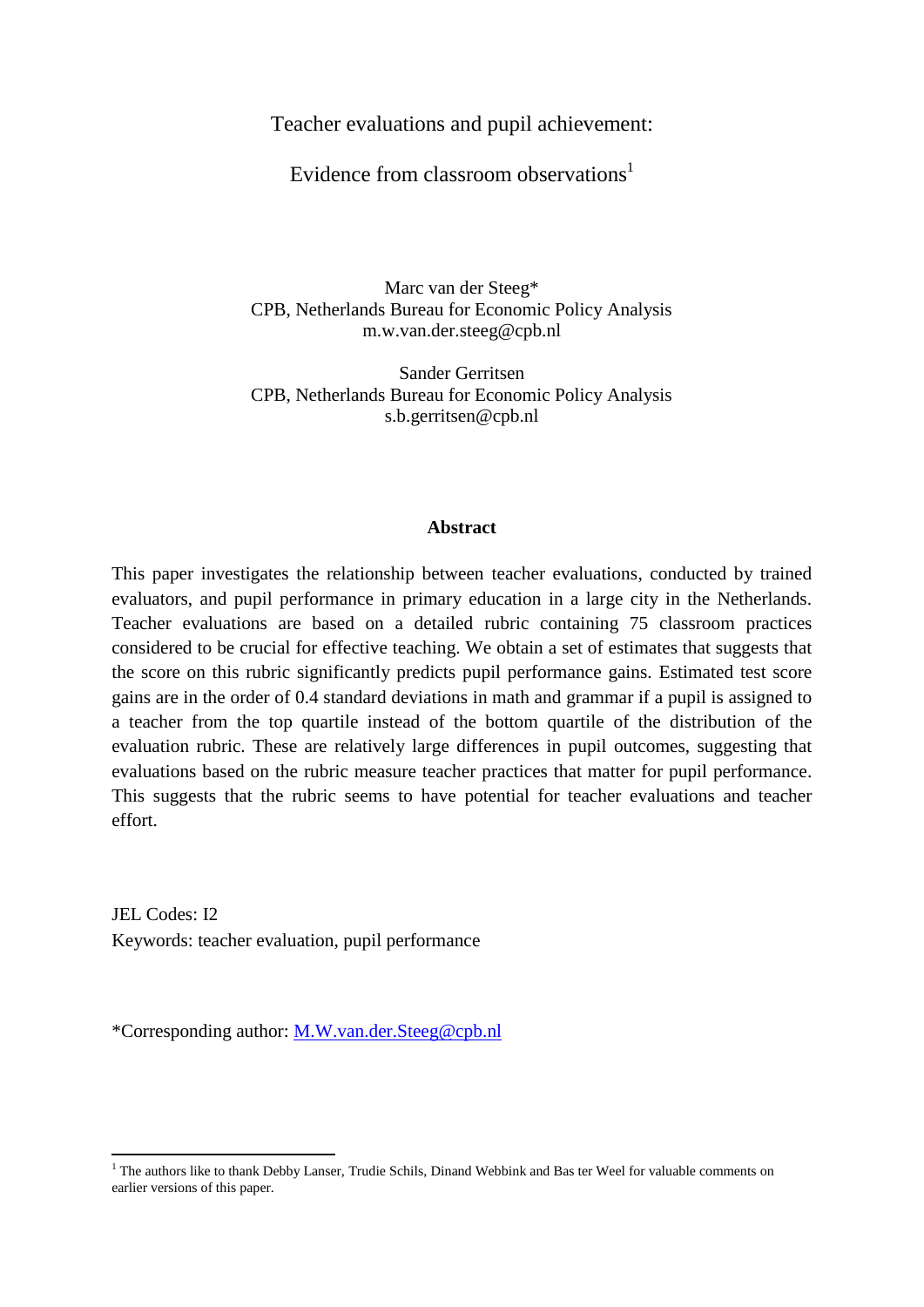# Teacher evaluations and pupil achievement:

# Evidence from classroom observations[1]

Marc van der Steeg*
CPB, Netherlands Bureau for Economic Policy Analysis
m.w.van.der.steeg@cpb.nl

Sander Gerritsen
CPB, Netherlands Bureau for Economic Policy Analysis
s.b.gerritsen@cpb.nl

**Abstract**

This paper investigates the relationship between teacher evaluations, conducted by trained evaluators, and pupil performance in primary education in a large city in the Netherlands. Teacher evaluations are based on a detailed rubric containing 75 classroom practices considered to be crucial for effective teaching. We obtain a set of estimates that suggests that the score on this rubric significantly predicts pupil performance gains. Estimated test score gains are in the order of 0.4 standard deviations in math and grammar if a pupil is assigned to a teacher from the top quartile instead of the bottom quartile of the distribution of the evaluation rubric. These are relatively large differences in pupil outcomes, suggesting that evaluations based on the rubric measure teacher practices that matter for pupil performance. This suggests that the rubric seems to have potential for teacher evaluations and teacher effort.

JEL Codes: I2
Keywords: teacher evaluation, pupil performance

*Corresponding author: M.W.van.der.Steeg@cpb.nl

[1] The authors like to thank Debby Lanser, Trudie Schils, Dinand Webbink and Bas ter Weel for valuable comments on earlier versions of this paper.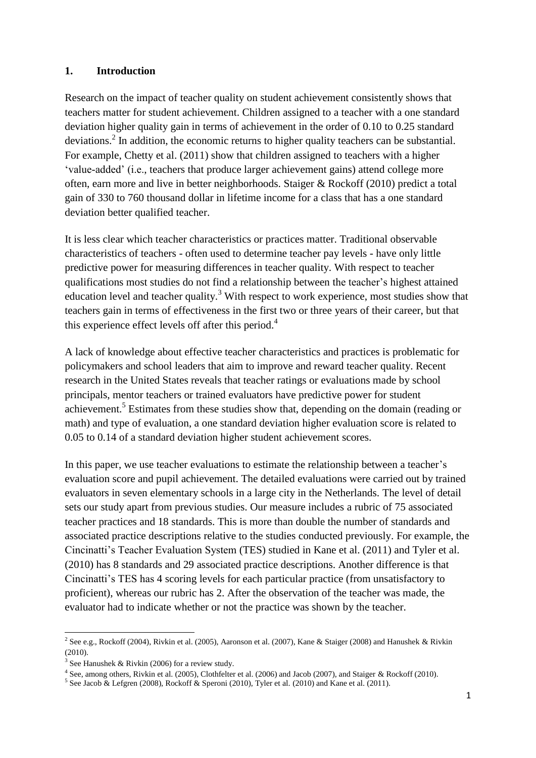## 1. Introduction

Research on the impact of teacher quality on student achievement consistently shows that teachers matter for student achievement. Children assigned to a teacher with a one standard deviation higher quality gain in terms of achievement in the order of 0.10 to 0.25 standard deviations.[2] In addition, the economic returns to higher quality teachers can be substantial. For example, Chetty et al. (2011) show that children assigned to teachers with a higher 'value-added' (i.e., teachers that produce larger achievement gains) attend college more often, earn more and live in better neighborhoods. Staiger & Rockoff (2010) predict a total gain of 330 to 760 thousand dollar in lifetime income for a class that has a one standard deviation better qualified teacher.

It is less clear which teacher characteristics or practices matter. Traditional observable characteristics of teachers - often used to determine teacher pay levels - have only little predictive power for measuring differences in teacher quality. With respect to teacher qualifications most studies do not find a relationship between the teacher's highest attained education level and teacher quality.[3] With respect to work experience, most studies show that teachers gain in terms of effectiveness in the first two or three years of their career, but that this experience effect levels off after this period.[4]

A lack of knowledge about effective teacher characteristics and practices is problematic for policymakers and school leaders that aim to improve and reward teacher quality. Recent research in the United States reveals that teacher ratings or evaluations made by school principals, mentor teachers or trained evaluators have predictive power for student achievement.[5] Estimates from these studies show that, depending on the domain (reading or math) and type of evaluation, a one standard deviation higher evaluation score is related to 0.05 to 0.14 of a standard deviation higher student achievement scores.

In this paper, we use teacher evaluations to estimate the relationship between a teacher's evaluation score and pupil achievement. The detailed evaluations were carried out by trained evaluators in seven elementary schools in a large city in the Netherlands. The level of detail sets our study apart from previous studies. Our measure includes a rubric of 75 associated teacher practices and 18 standards. This is more than double the number of standards and associated practice descriptions relative to the studies conducted previously. For example, the Cincinatti's Teacher Evaluation System (TES) studied in Kane et al. (2011) and Tyler et al. (2010) has 8 standards and 29 associated practice descriptions. Another difference is that Cincinatti's TES has 4 scoring levels for each particular practice (from unsatisfactory to proficient), whereas our rubric has 2. After the observation of the teacher was made, the evaluator had to indicate whether or not the practice was shown by the teacher.

---

[2] See e.g., Rockoff (2004), Rivkin et al. (2005), Aaronson et al. (2007), Kane & Staiger (2008) and Hanushek & Rivkin (2010).

[3] See Hanushek & Rivkin (2006) for a review study.

[4] See, among others, Rivkin et al. (2005), Clothfelter et al. (2006) and Jacob (2007), and Staiger & Rockoff (2010).

[5] See Jacob & Lefgren (2008), Rockoff & Speroni (2010), Tyler et al. (2010) and Kane et al. (2011).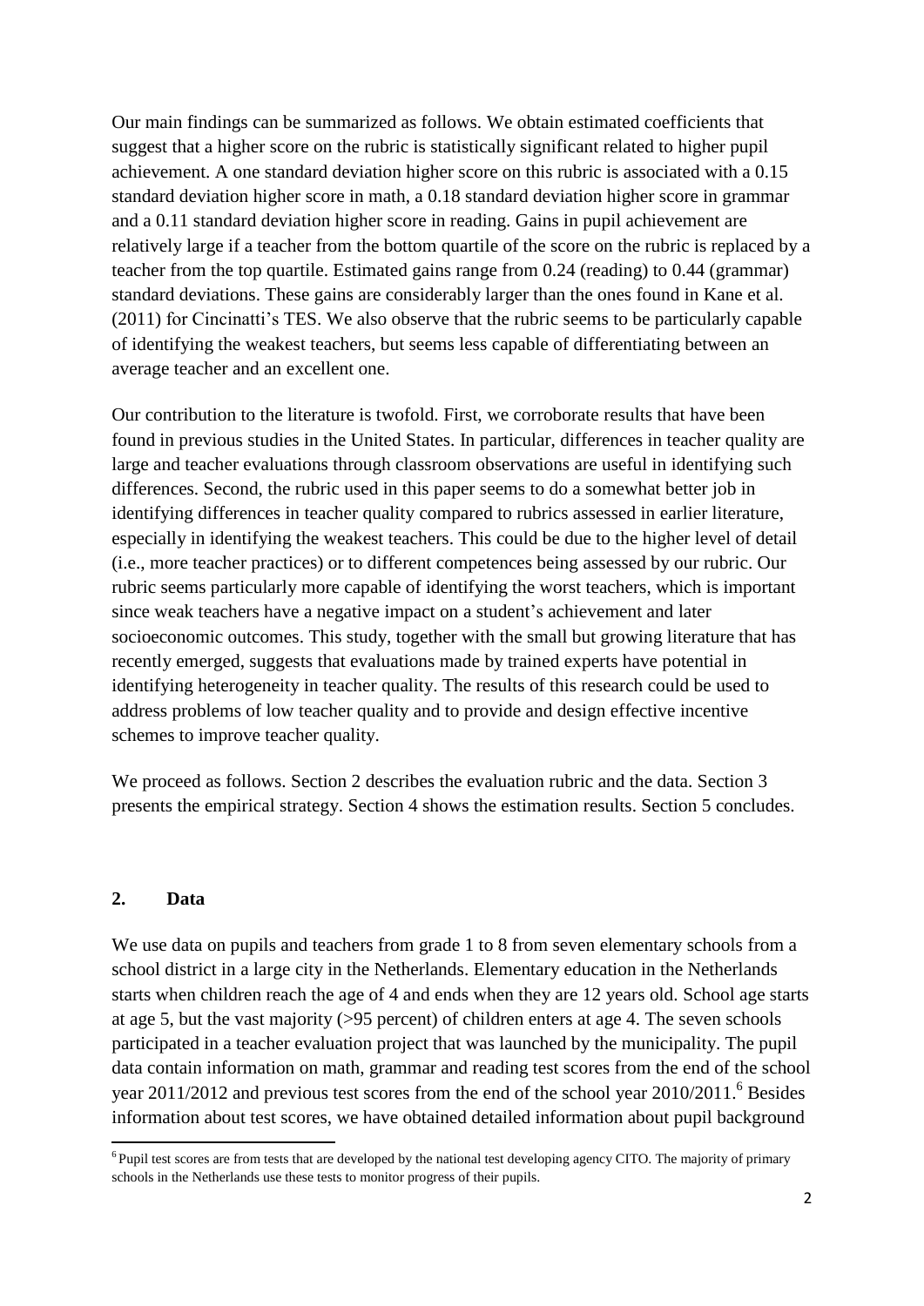Our main findings can be summarized as follows. We obtain estimated coefficients that suggest that a higher score on the rubric is statistically significant related to higher pupil achievement. A one standard deviation higher score on this rubric is associated with a 0.15 standard deviation higher score in math, a 0.18 standard deviation higher score in grammar and a 0.11 standard deviation higher score in reading. Gains in pupil achievement are relatively large if a teacher from the bottom quartile of the score on the rubric is replaced by a teacher from the top quartile. Estimated gains range from 0.24 (reading) to 0.44 (grammar) standard deviations. These gains are considerably larger than the ones found in Kane et al. (2011) for Cincinatti's TES. We also observe that the rubric seems to be particularly capable of identifying the weakest teachers, but seems less capable of differentiating between an average teacher and an excellent one.

Our contribution to the literature is twofold. First, we corroborate results that have been found in previous studies in the United States. In particular, differences in teacher quality are large and teacher evaluations through classroom observations are useful in identifying such differences. Second, the rubric used in this paper seems to do a somewhat better job in identifying differences in teacher quality compared to rubrics assessed in earlier literature, especially in identifying the weakest teachers. This could be due to the higher level of detail (i.e., more teacher practices) or to different competences being assessed by our rubric. Our rubric seems particularly more capable of identifying the worst teachers, which is important since weak teachers have a negative impact on a student's achievement and later socioeconomic outcomes. This study, together with the small but growing literature that has recently emerged, suggests that evaluations made by trained experts have potential in identifying heterogeneity in teacher quality. The results of this research could be used to address problems of low teacher quality and to provide and design effective incentive schemes to improve teacher quality.

We proceed as follows. Section 2 describes the evaluation rubric and the data. Section 3 presents the empirical strategy. Section 4 shows the estimation results. Section 5 concludes.

## 2. Data

We use data on pupils and teachers from grade 1 to 8 from seven elementary schools from a school district in a large city in the Netherlands. Elementary education in the Netherlands starts when children reach the age of 4 and ends when they are 12 years old. School age starts at age 5, but the vast majority (>95 percent) of children enters at age 4. The seven schools participated in a teacher evaluation project that was launched by the municipality. The pupil data contain information on math, grammar and reading test scores from the end of the school year 2011/2012 and previous test scores from the end of the school year 2010/2011.[6] Besides information about test scores, we have obtained detailed information about pupil background

[6] Pupil test scores are from tests that are developed by the national test developing agency CITO. The majority of primary schools in the Netherlands use these tests to monitor progress of their pupils.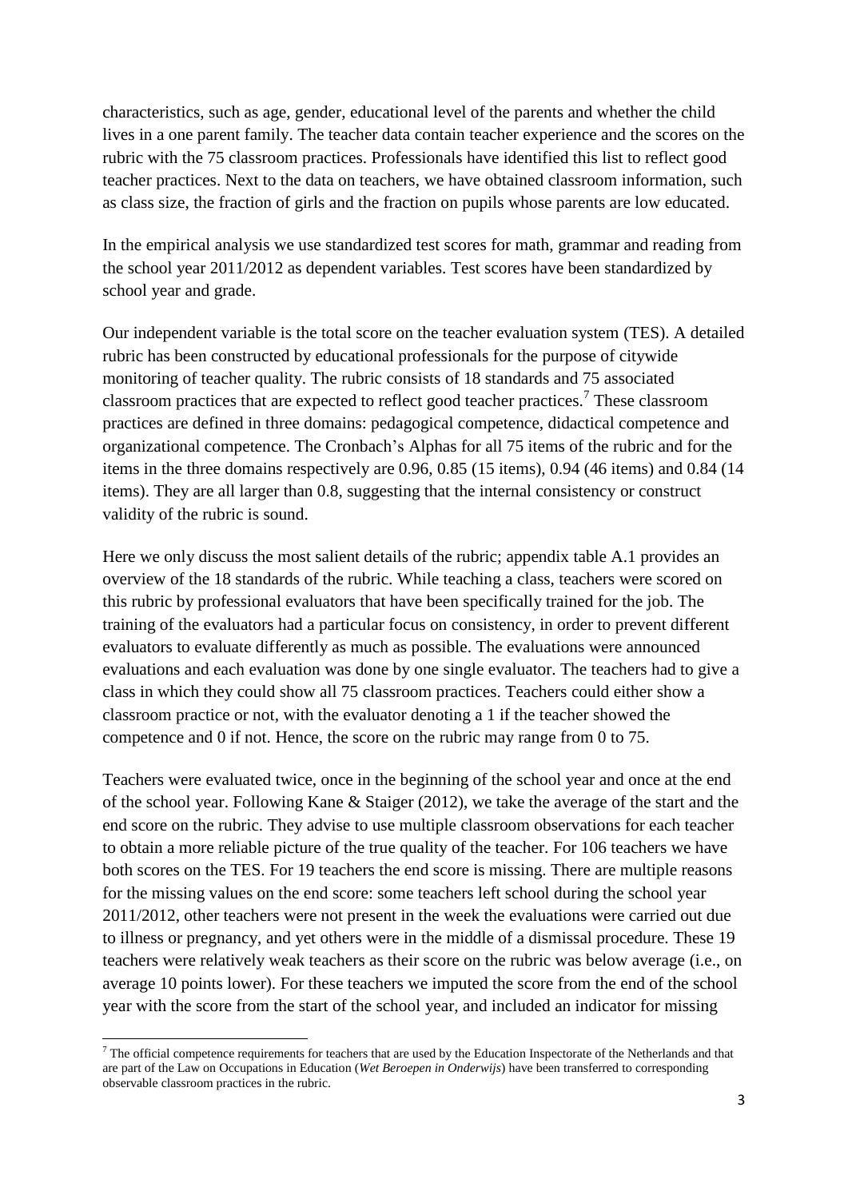characteristics, such as age, gender, educational level of the parents and whether the child lives in a one parent family. The teacher data contain teacher experience and the scores on the rubric with the 75 classroom practices. Professionals have identified this list to reflect good teacher practices. Next to the data on teachers, we have obtained classroom information, such as class size, the fraction of girls and the fraction on pupils whose parents are low educated.

In the empirical analysis we use standardized test scores for math, grammar and reading from the school year 2011/2012 as dependent variables. Test scores have been standardized by school year and grade.

Our independent variable is the total score on the teacher evaluation system (TES). A detailed rubric has been constructed by educational professionals for the purpose of citywide monitoring of teacher quality. The rubric consists of 18 standards and 75 associated classroom practices that are expected to reflect good teacher practices.[7] These classroom practices are defined in three domains: pedagogical competence, didactical competence and organizational competence. The Cronbach's Alphas for all 75 items of the rubric and for the items in the three domains respectively are 0.96, 0.85 (15 items), 0.94 (46 items) and 0.84 (14 items). They are all larger than 0.8, suggesting that the internal consistency or construct validity of the rubric is sound.

Here we only discuss the most salient details of the rubric; appendix table A.1 provides an overview of the 18 standards of the rubric. While teaching a class, teachers were scored on this rubric by professional evaluators that have been specifically trained for the job. The training of the evaluators had a particular focus on consistency, in order to prevent different evaluators to evaluate differently as much as possible. The evaluations were announced evaluations and each evaluation was done by one single evaluator. The teachers had to give a class in which they could show all 75 classroom practices. Teachers could either show a classroom practice or not, with the evaluator denoting a 1 if the teacher showed the competence and 0 if not. Hence, the score on the rubric may range from 0 to 75.

Teachers were evaluated twice, once in the beginning of the school year and once at the end of the school year. Following Kane & Staiger (2012), we take the average of the start and the end score on the rubric. They advise to use multiple classroom observations for each teacher to obtain a more reliable picture of the true quality of the teacher. For 106 teachers we have both scores on the TES. For 19 teachers the end score is missing. There are multiple reasons for the missing values on the end score: some teachers left school during the school year 2011/2012, other teachers were not present in the week the evaluations were carried out due to illness or pregnancy, and yet others were in the middle of a dismissal procedure. These 19 teachers were relatively weak teachers as their score on the rubric was below average (i.e., on average 10 points lower). For these teachers we imputed the score from the end of the school year with the score from the start of the school year, and included an indicator for missing

[7] The official competence requirements for teachers that are used by the Education Inspectorate of the Netherlands and that are part of the Law on Occupations in Education (*Wet Beroepen in Onderwijs*) have been transferred to corresponding observable classroom practices in the rubric.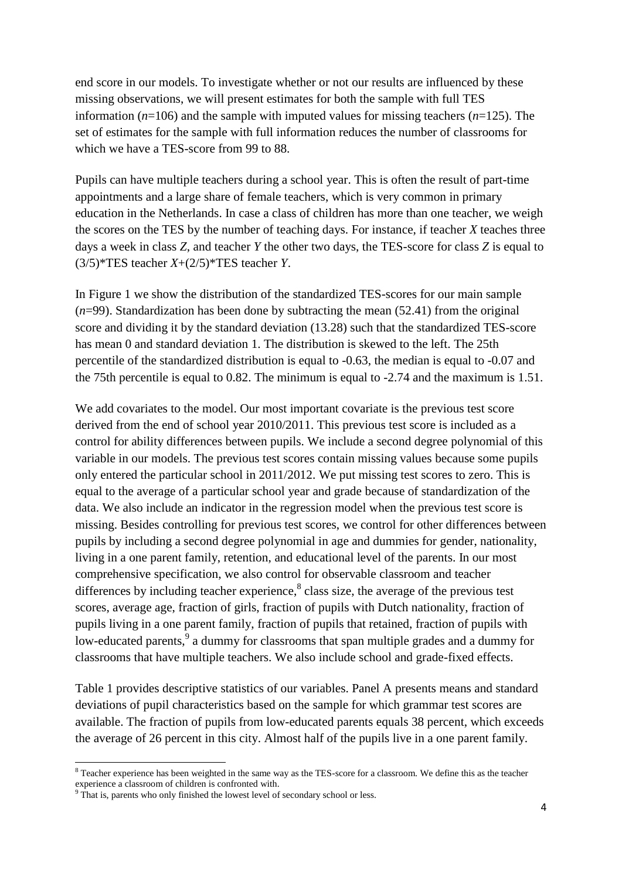end score in our models. To investigate whether or not our results are influenced by these missing observations, we will present estimates for both the sample with full TES information (*n*=106) and the sample with imputed values for missing teachers (*n*=125). The set of estimates for the sample with full information reduces the number of classrooms for which we have a TES-score from 99 to 88.

Pupils can have multiple teachers during a school year. This is often the result of part-time appointments and a large share of female teachers, which is very common in primary education in the Netherlands. In case a class of children has more than one teacher, we weigh the scores on the TES by the number of teaching days. For instance, if teacher *X* teaches three days a week in class *Z*, and teacher *Y* the other two days, the TES-score for class *Z* is equal to (3/5)*TES teacher *X*+(2/5)*TES teacher *Y*.

In Figure 1 we show the distribution of the standardized TES-scores for our main sample (*n*=99). Standardization has been done by subtracting the mean (52.41) from the original score and dividing it by the standard deviation (13.28) such that the standardized TES-score has mean 0 and standard deviation 1. The distribution is skewed to the left. The 25th percentile of the standardized distribution is equal to -0.63, the median is equal to -0.07 and the 75th percentile is equal to 0.82. The minimum is equal to -2.74 and the maximum is 1.51.

We add covariates to the model. Our most important covariate is the previous test score derived from the end of school year 2010/2011. This previous test score is included as a control for ability differences between pupils. We include a second degree polynomial of this variable in our models. The previous test scores contain missing values because some pupils only entered the particular school in 2011/2012. We put missing test scores to zero. This is equal to the average of a particular school year and grade because of standardization of the data. We also include an indicator in the regression model when the previous test score is missing. Besides controlling for previous test scores, we control for other differences between pupils by including a second degree polynomial in age and dummies for gender, nationality, living in a one parent family, retention, and educational level of the parents. In our most comprehensive specification, we also control for observable classroom and teacher differences by including teacher experience,[8] class size, the average of the previous test scores, average age, fraction of girls, fraction of pupils with Dutch nationality, fraction of pupils living in a one parent family, fraction of pupils that retained, fraction of pupils with low-educated parents,[9] a dummy for classrooms that span multiple grades and a dummy for classrooms that have multiple teachers. We also include school and grade-fixed effects.

Table 1 provides descriptive statistics of our variables. Panel A presents means and standard deviations of pupil characteristics based on the sample for which grammar test scores are available. The fraction of pupils from low-educated parents equals 38 percent, which exceeds the average of 26 percent in this city. Almost half of the pupils live in a one parent family.

[8] Teacher experience has been weighted in the same way as the TES-score for a classroom. We define this as the teacher experience a classroom of children is confronted with.

[9] That is, parents who only finished the lowest level of secondary school or less.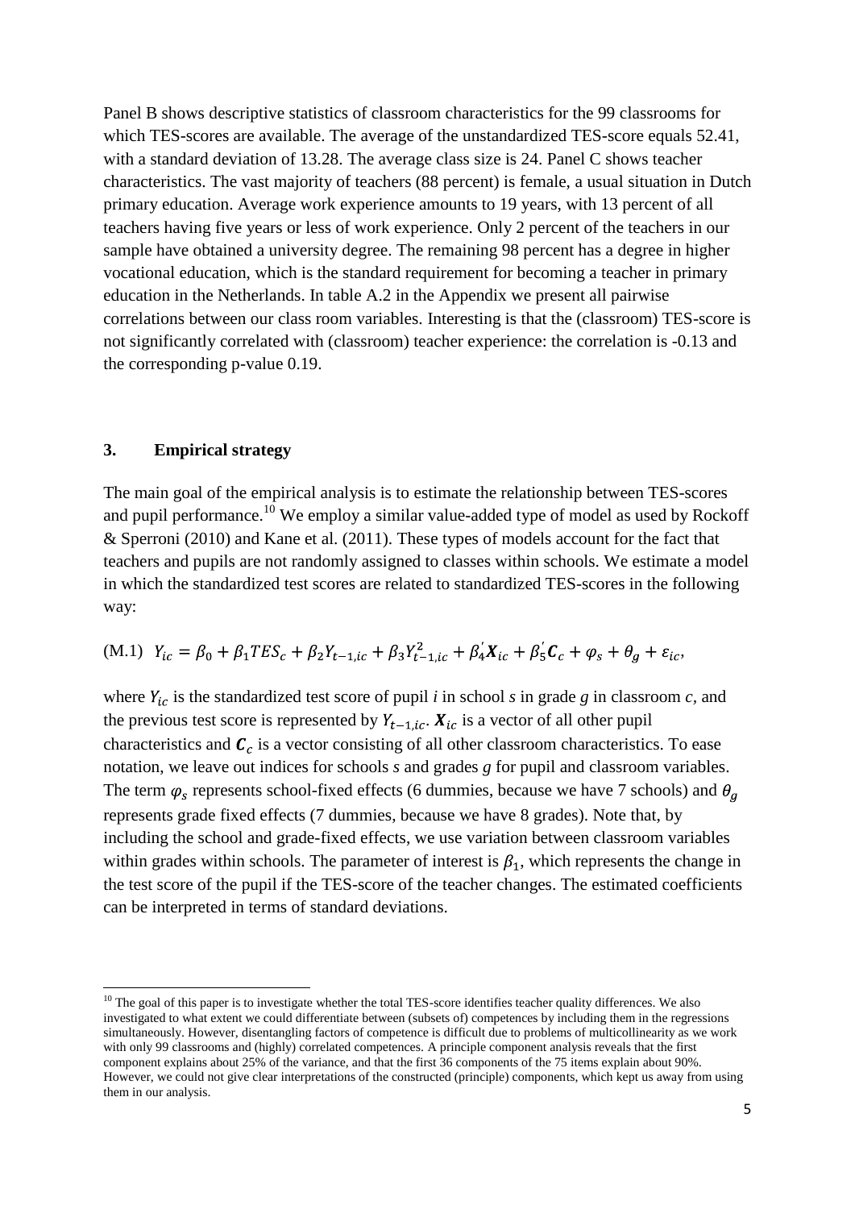Panel B shows descriptive statistics of classroom characteristics for the 99 classrooms for which TES-scores are available. The average of the unstandardized TES-score equals 52.41, with a standard deviation of 13.28. The average class size is 24. Panel C shows teacher characteristics. The vast majority of teachers (88 percent) is female, a usual situation in Dutch primary education. Average work experience amounts to 19 years, with 13 percent of all teachers having five years or less of work experience. Only 2 percent of the teachers in our sample have obtained a university degree. The remaining 98 percent has a degree in higher vocational education, which is the standard requirement for becoming a teacher in primary education in the Netherlands. In table A.2 in the Appendix we present all pairwise correlations between our class room variables. Interesting is that the (classroom) TES-score is not significantly correlated with (classroom) teacher experience: the correlation is -0.13 and the corresponding p-value 0.19.

## 3. Empirical strategy

The main goal of the empirical analysis is to estimate the relationship between TES-scores and pupil performance.[10] We employ a similar value-added type of model as used by Rockoff & Sperroni (2010) and Kane et al. (2011). These types of models account for the fact that teachers and pupils are not randomly assigned to classes within schools. We estimate a model in which the standardized test scores are related to standardized TES-scores in the following way:

$$\text{(M.1)} \quad Y_{ic} = \beta_0 + \beta_1 TES_c + \beta_2 Y_{t-1,ic} + \beta_3 Y_{t-1,ic}^2 + \beta_4' \boldsymbol{X}_{ic} + \beta_5' \boldsymbol{C}_c + \varphi_s + \theta_g + \varepsilon_{ic},$$

where $Y_{ic}$ is the standardized test score of pupil *i* in school *s* in grade *g* in classroom *c*, and the previous test score is represented by $Y_{t-1,ic}$. $\boldsymbol{X}_{ic}$ is a vector of all other pupil characteristics and $\boldsymbol{C}_c$ is a vector consisting of all other classroom characteristics. To ease notation, we leave out indices for schools *s* and grades *g* for pupil and classroom variables. The term $\varphi_s$ represents school-fixed effects (6 dummies, because we have 7 schools) and $\theta_g$ represents grade fixed effects (7 dummies, because we have 8 grades). Note that, by including the school and grade-fixed effects, we use variation between classroom variables within grades within schools. The parameter of interest is $\beta_1$, which represents the change in the test score of the pupil if the TES-score of the teacher changes. The estimated coefficients can be interpreted in terms of standard deviations.

---

[10] The goal of this paper is to investigate whether the total TES-score identifies teacher quality differences. We also investigated to what extent we could differentiate between (subsets of) competences by including them in the regressions simultaneously. However, disentangling factors of competence is difficult due to problems of multicollinearity as we work with only 99 classrooms and (highly) correlated competences. A principle component analysis reveals that the first component explains about 25% of the variance, and that the first 36 components of the 75 items explain about 90%. However, we could not give clear interpretations of the constructed (principle) components, which kept us away from using them in our analysis.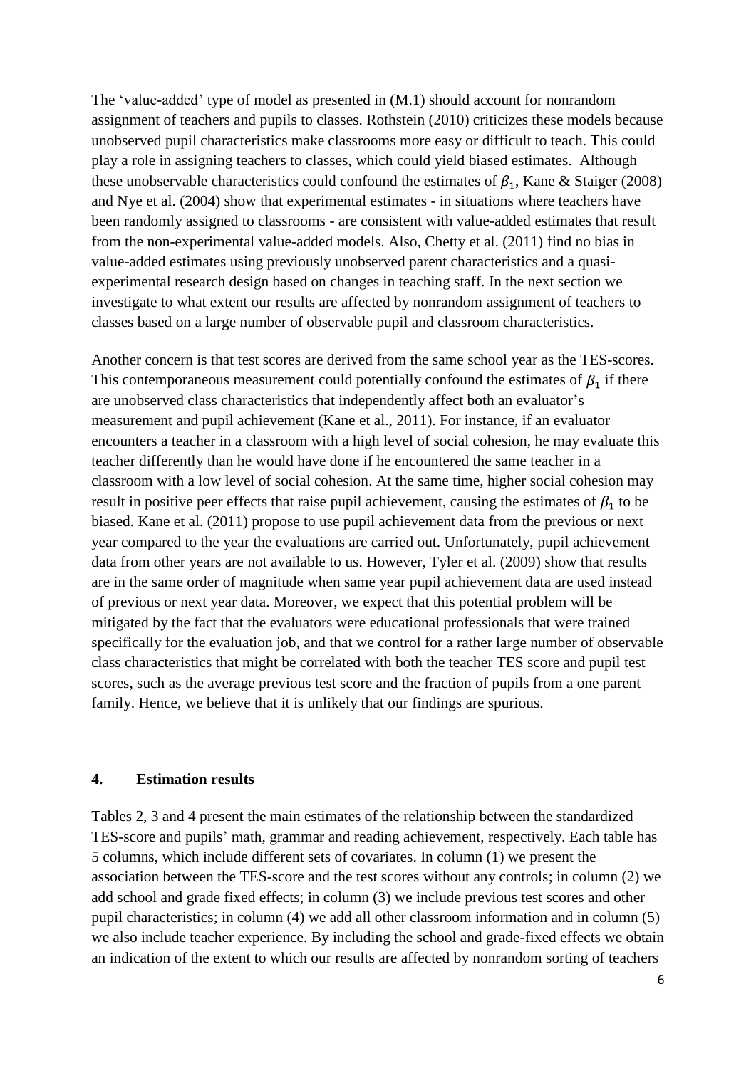The 'value-added' type of model as presented in (M.1) should account for nonrandom assignment of teachers and pupils to classes. Rothstein (2010) criticizes these models because unobserved pupil characteristics make classrooms more easy or difficult to teach. This could play a role in assigning teachers to classes, which could yield biased estimates. Although these unobservable characteristics could confound the estimates of $\beta_1$, Kane & Staiger (2008) and Nye et al. (2004) show that experimental estimates - in situations where teachers have been randomly assigned to classrooms - are consistent with value-added estimates that result from the non-experimental value-added models. Also, Chetty et al. (2011) find no bias in value-added estimates using previously unobserved parent characteristics and a quasi-experimental research design based on changes in teaching staff. In the next section we investigate to what extent our results are affected by nonrandom assignment of teachers to classes based on a large number of observable pupil and classroom characteristics.

Another concern is that test scores are derived from the same school year as the TES-scores. This contemporaneous measurement could potentially confound the estimates of $\beta_1$ if there are unobserved class characteristics that independently affect both an evaluator's measurement and pupil achievement (Kane et al., 2011). For instance, if an evaluator encounters a teacher in a classroom with a high level of social cohesion, he may evaluate this teacher differently than he would have done if he encountered the same teacher in a classroom with a low level of social cohesion. At the same time, higher social cohesion may result in positive peer effects that raise pupil achievement, causing the estimates of $\beta_1$ to be biased. Kane et al. (2011) propose to use pupil achievement data from the previous or next year compared to the year the evaluations are carried out. Unfortunately, pupil achievement data from other years are not available to us. However, Tyler et al. (2009) show that results are in the same order of magnitude when same year pupil achievement data are used instead of previous or next year data. Moreover, we expect that this potential problem will be mitigated by the fact that the evaluators were educational professionals that were trained specifically for the evaluation job, and that we control for a rather large number of observable class characteristics that might be correlated with both the teacher TES score and pupil test scores, such as the average previous test score and the fraction of pupils from a one parent family. Hence, we believe that it is unlikely that our findings are spurious.

## 4. Estimation results

Tables 2, 3 and 4 present the main estimates of the relationship between the standardized TES-score and pupils' math, grammar and reading achievement, respectively. Each table has 5 columns, which include different sets of covariates. In column (1) we present the association between the TES-score and the test scores without any controls; in column (2) we add school and grade fixed effects; in column (3) we include previous test scores and other pupil characteristics; in column (4) we add all other classroom information and in column (5) we also include teacher experience. By including the school and grade-fixed effects we obtain an indication of the extent to which our results are affected by nonrandom sorting of teachers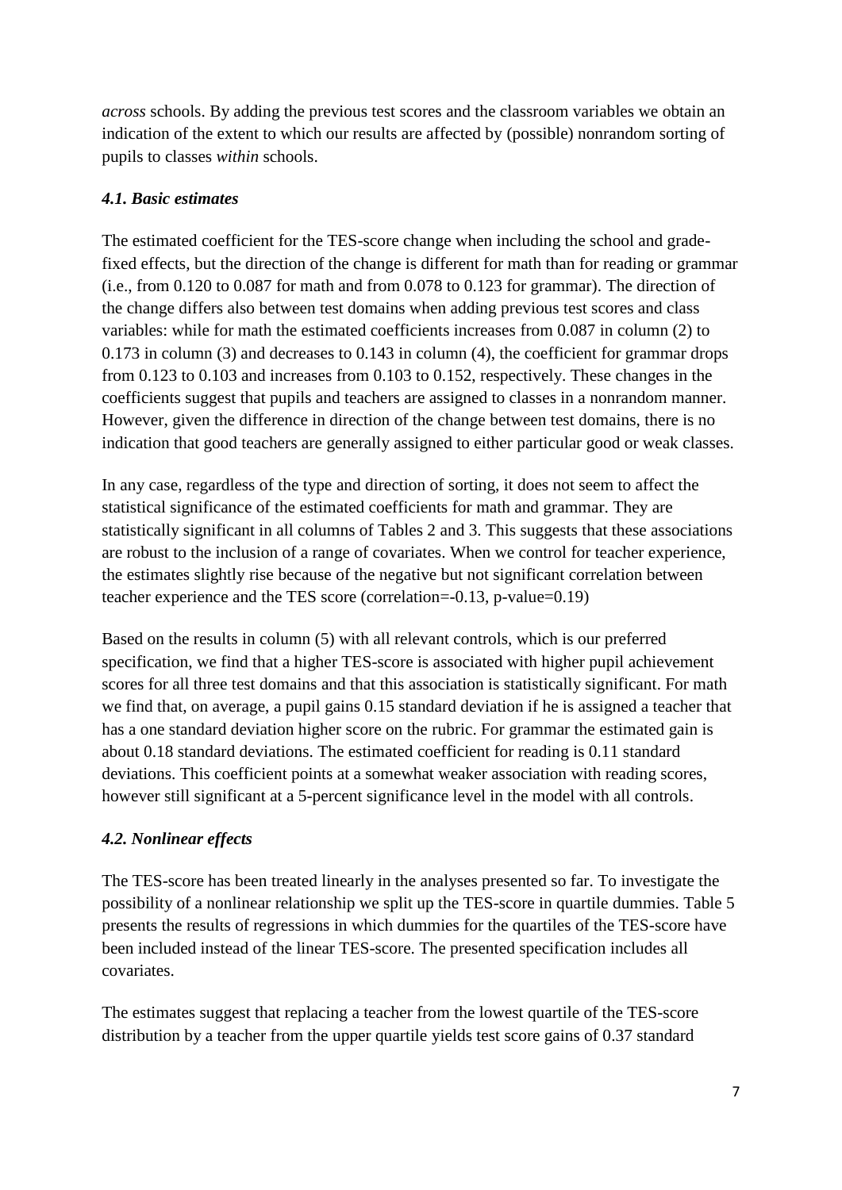*across* schools. By adding the previous test scores and the classroom variables we obtain an indication of the extent to which our results are affected by (possible) nonrandom sorting of pupils to classes *within* schools.

### *4.1. Basic estimates*

The estimated coefficient for the TES-score change when including the school and grade-fixed effects, but the direction of the change is different for math than for reading or grammar (i.e., from 0.120 to 0.087 for math and from 0.078 to 0.123 for grammar). The direction of the change differs also between test domains when adding previous test scores and class variables: while for math the estimated coefficients increases from 0.087 in column (2) to 0.173 in column (3) and decreases to 0.143 in column (4), the coefficient for grammar drops from 0.123 to 0.103 and increases from 0.103 to 0.152, respectively. These changes in the coefficients suggest that pupils and teachers are assigned to classes in a nonrandom manner. However, given the difference in direction of the change between test domains, there is no indication that good teachers are generally assigned to either particular good or weak classes.

In any case, regardless of the type and direction of sorting, it does not seem to affect the statistical significance of the estimated coefficients for math and grammar. They are statistically significant in all columns of Tables 2 and 3. This suggests that these associations are robust to the inclusion of a range of covariates. When we control for teacher experience, the estimates slightly rise because of the negative but not significant correlation between teacher experience and the TES score (correlation=-0.13, p-value=0.19)

Based on the results in column (5) with all relevant controls, which is our preferred specification, we find that a higher TES-score is associated with higher pupil achievement scores for all three test domains and that this association is statistically significant. For math we find that, on average, a pupil gains 0.15 standard deviation if he is assigned a teacher that has a one standard deviation higher score on the rubric. For grammar the estimated gain is about 0.18 standard deviations. The estimated coefficient for reading is 0.11 standard deviations. This coefficient points at a somewhat weaker association with reading scores, however still significant at a 5-percent significance level in the model with all controls.

### *4.2. Nonlinear effects*

The TES-score has been treated linearly in the analyses presented so far. To investigate the possibility of a nonlinear relationship we split up the TES-score in quartile dummies. Table 5 presents the results of regressions in which dummies for the quartiles of the TES-score have been included instead of the linear TES-score. The presented specification includes all covariates.

The estimates suggest that replacing a teacher from the lowest quartile of the TES-score distribution by a teacher from the upper quartile yields test score gains of 0.37 standard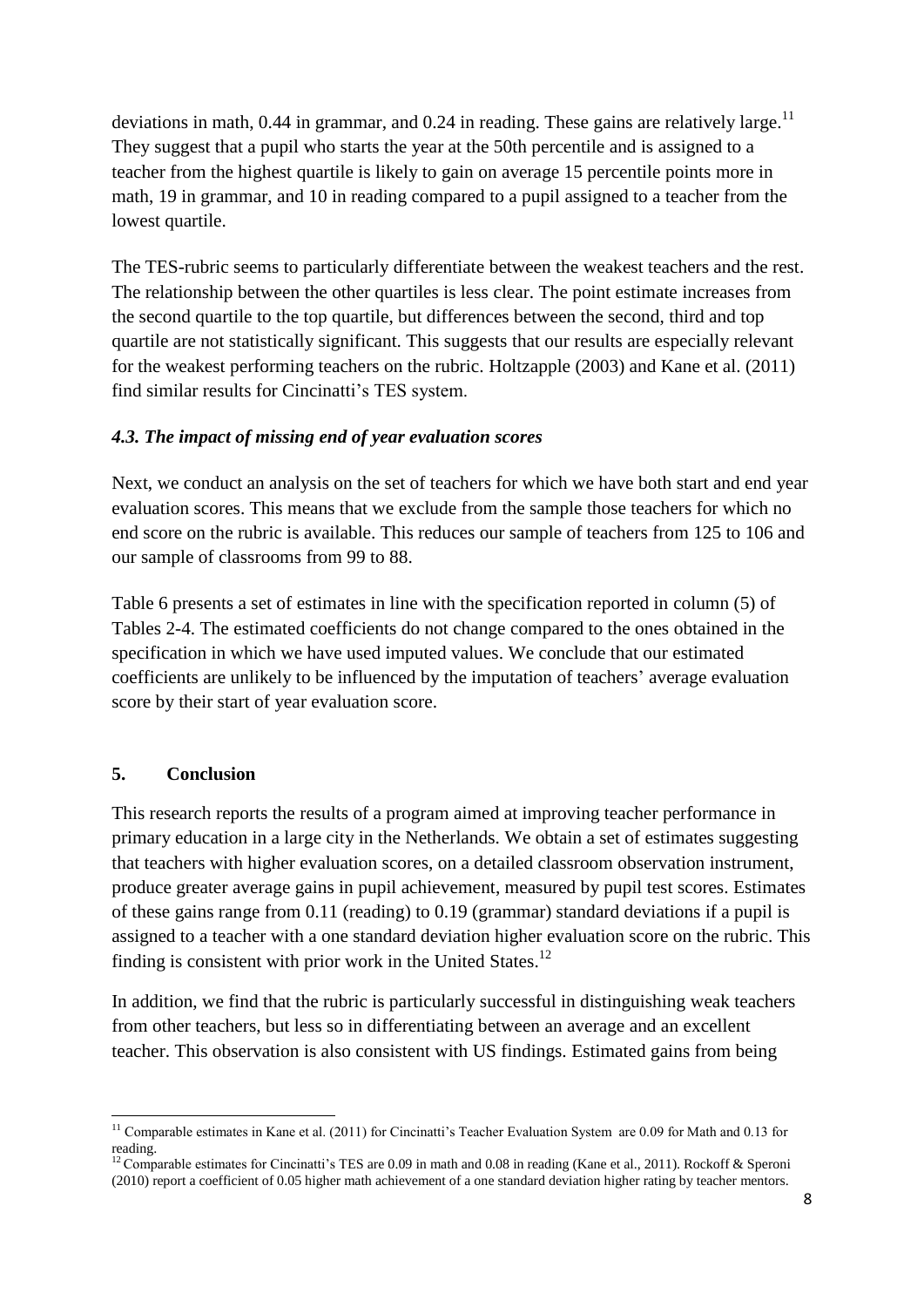deviations in math, 0.44 in grammar, and 0.24 in reading. These gains are relatively large.[11] They suggest that a pupil who starts the year at the 50th percentile and is assigned to a teacher from the highest quartile is likely to gain on average 15 percentile points more in math, 19 in grammar, and 10 in reading compared to a pupil assigned to a teacher from the lowest quartile.

The TES-rubric seems to particularly differentiate between the weakest teachers and the rest. The relationship between the other quartiles is less clear. The point estimate increases from the second quartile to the top quartile, but differences between the second, third and top quartile are not statistically significant. This suggests that our results are especially relevant for the weakest performing teachers on the rubric. Holtzapple (2003) and Kane et al. (2011) find similar results for Cincinatti's TES system.

### *4.3. The impact of missing end of year evaluation scores*

Next, we conduct an analysis on the set of teachers for which we have both start and end year evaluation scores. This means that we exclude from the sample those teachers for which no end score on the rubric is available. This reduces our sample of teachers from 125 to 106 and our sample of classrooms from 99 to 88.

Table 6 presents a set of estimates in line with the specification reported in column (5) of Tables 2-4. The estimated coefficients do not change compared to the ones obtained in the specification in which we have used imputed values. We conclude that our estimated coefficients are unlikely to be influenced by the imputation of teachers' average evaluation score by their start of year evaluation score.

## **5. Conclusion**

This research reports the results of a program aimed at improving teacher performance in primary education in a large city in the Netherlands. We obtain a set of estimates suggesting that teachers with higher evaluation scores, on a detailed classroom observation instrument, produce greater average gains in pupil achievement, measured by pupil test scores. Estimates of these gains range from 0.11 (reading) to 0.19 (grammar) standard deviations if a pupil is assigned to a teacher with a one standard deviation higher evaluation score on the rubric. This finding is consistent with prior work in the United States.[12]

In addition, we find that the rubric is particularly successful in distinguishing weak teachers from other teachers, but less so in differentiating between an average and an excellent teacher. This observation is also consistent with US findings. Estimated gains from being

---

[11] Comparable estimates in Kane et al. (2011) for Cincinatti's Teacher Evaluation System are 0.09 for Math and 0.13 for reading.

[12] Comparable estimates for Cincinatti's TES are 0.09 in math and 0.08 in reading (Kane et al., 2011). Rockoff & Speroni (2010) report a coefficient of 0.05 higher math achievement of a one standard deviation higher rating by teacher mentors.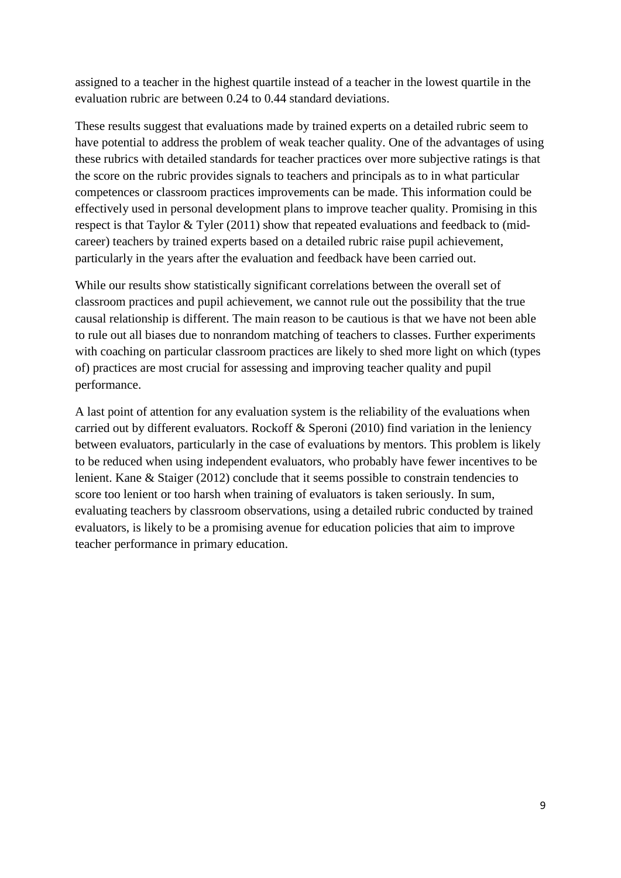assigned to a teacher in the highest quartile instead of a teacher in the lowest quartile in the evaluation rubric are between 0.24 to 0.44 standard deviations.

These results suggest that evaluations made by trained experts on a detailed rubric seem to have potential to address the problem of weak teacher quality. One of the advantages of using these rubrics with detailed standards for teacher practices over more subjective ratings is that the score on the rubric provides signals to teachers and principals as to in what particular competences or classroom practices improvements can be made. This information could be effectively used in personal development plans to improve teacher quality. Promising in this respect is that Taylor & Tyler (2011) show that repeated evaluations and feedback to (mid-career) teachers by trained experts based on a detailed rubric raise pupil achievement, particularly in the years after the evaluation and feedback have been carried out.

While our results show statistically significant correlations between the overall set of classroom practices and pupil achievement, we cannot rule out the possibility that the true causal relationship is different. The main reason to be cautious is that we have not been able to rule out all biases due to nonrandom matching of teachers to classes. Further experiments with coaching on particular classroom practices are likely to shed more light on which (types of) practices are most crucial for assessing and improving teacher quality and pupil performance.

A last point of attention for any evaluation system is the reliability of the evaluations when carried out by different evaluators. Rockoff & Speroni (2010) find variation in the leniency between evaluators, particularly in the case of evaluations by mentors. This problem is likely to be reduced when using independent evaluators, who probably have fewer incentives to be lenient. Kane & Staiger (2012) conclude that it seems possible to constrain tendencies to score too lenient or too harsh when training of evaluators is taken seriously. In sum, evaluating teachers by classroom observations, using a detailed rubric conducted by trained evaluators, is likely to be a promising avenue for education policies that aim to improve teacher performance in primary education.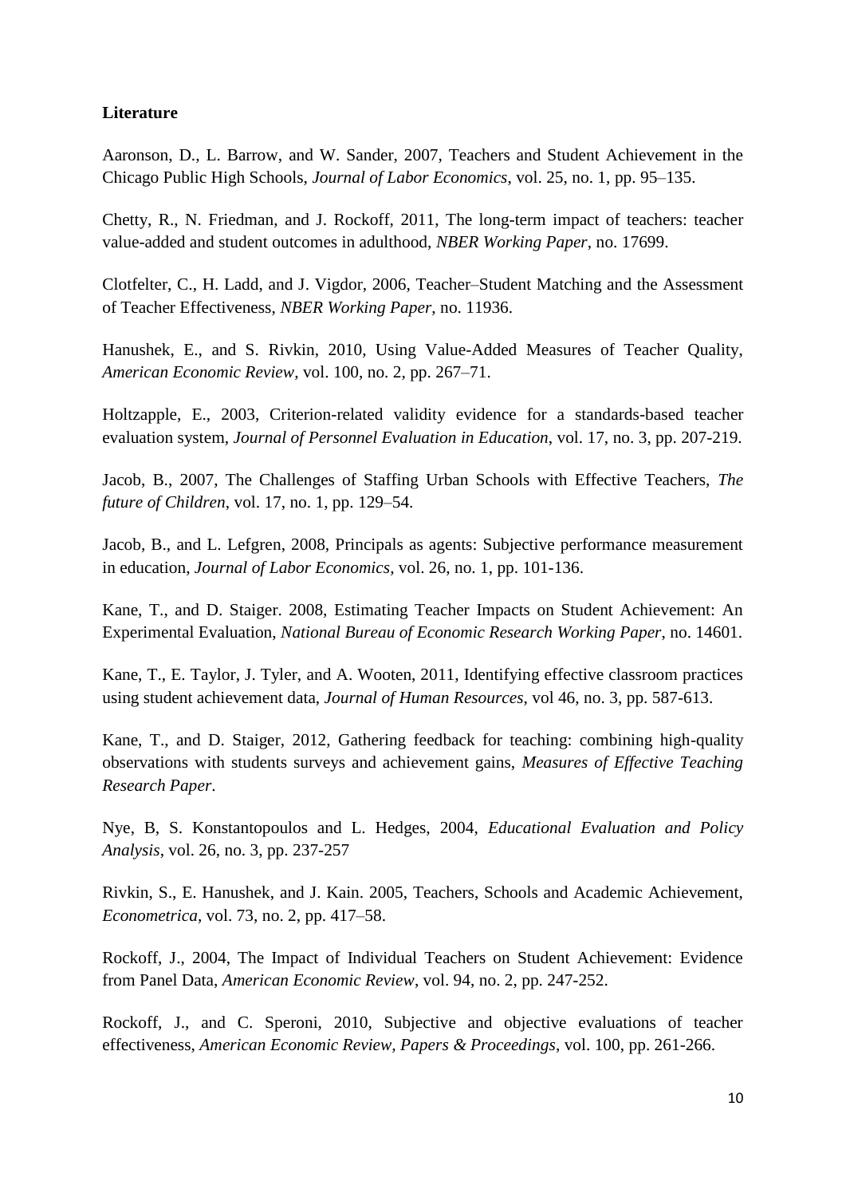**Literature**

Aaronson, D., L. Barrow, and W. Sander, 2007, Teachers and Student Achievement in the Chicago Public High Schools, *Journal of Labor Economics*, vol. 25, no. 1, pp. 95–135.

Chetty, R., N. Friedman, and J. Rockoff, 2011, The long-term impact of teachers: teacher value-added and student outcomes in adulthood, *NBER Working Paper*, no. 17699.

Clotfelter, C., H. Ladd, and J. Vigdor, 2006, Teacher–Student Matching and the Assessment of Teacher Effectiveness, *NBER Working Paper*, no. 11936.

Hanushek, E., and S. Rivkin, 2010, Using Value-Added Measures of Teacher Quality, *American Economic Review*, vol. 100, no. 2, pp. 267–71.

Holtzapple, E., 2003, Criterion-related validity evidence for a standards-based teacher evaluation system, *Journal of Personnel Evaluation in Education*, vol. 17, no. 3, pp. 207-219.

Jacob, B., 2007, The Challenges of Staffing Urban Schools with Effective Teachers, *The future of Children*, vol. 17, no. 1, pp. 129–54.

Jacob, B., and L. Lefgren, 2008, Principals as agents: Subjective performance measurement in education, *Journal of Labor Economics*, vol. 26, no. 1, pp. 101-136.

Kane, T., and D. Staiger. 2008, Estimating Teacher Impacts on Student Achievement: An Experimental Evaluation, *National Bureau of Economic Research Working Paper*, no. 14601.

Kane, T., E. Taylor, J. Tyler, and A. Wooten, 2011, Identifying effective classroom practices using student achievement data, *Journal of Human Resources*, vol 46, no. 3, pp. 587-613.

Kane, T., and D. Staiger, 2012, Gathering feedback for teaching: combining high-quality observations with students surveys and achievement gains, *Measures of Effective Teaching Research Paper*.

Nye, B, S. Konstantopoulos and L. Hedges, 2004, *Educational Evaluation and Policy Analysis*, vol. 26, no. 3, pp. 237-257

Rivkin, S., E. Hanushek, and J. Kain. 2005, Teachers, Schools and Academic Achievement, *Econometrica*, vol. 73, no. 2, pp. 417–58.

Rockoff, J., 2004, The Impact of Individual Teachers on Student Achievement: Evidence from Panel Data, *American Economic Review*, vol. 94, no. 2, pp. 247-252.

Rockoff, J., and C. Speroni, 2010, Subjective and objective evaluations of teacher effectiveness, *American Economic Review, Papers & Proceedings*, vol. 100, pp. 261-266.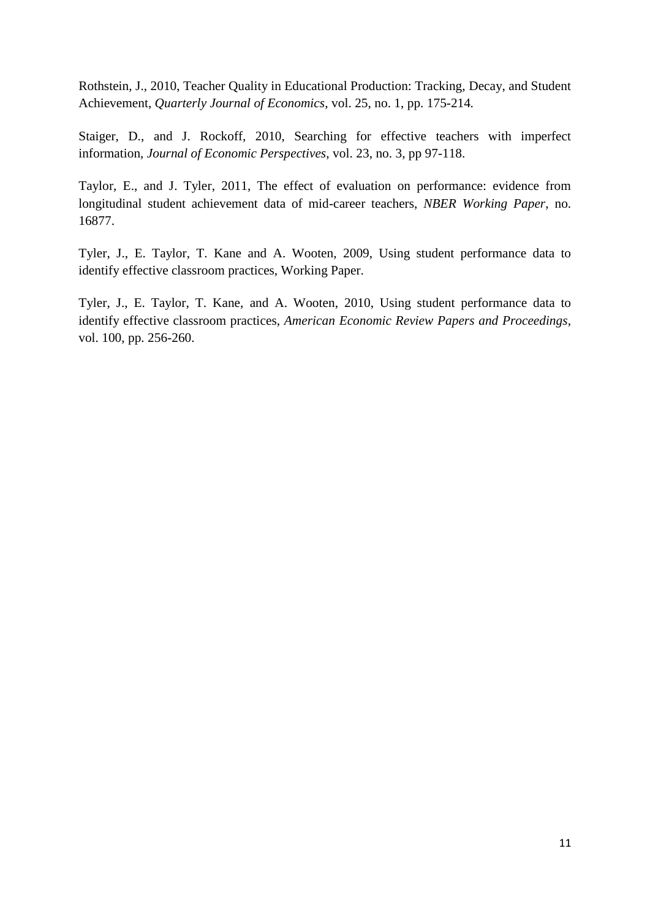Rothstein, J., 2010, Teacher Quality in Educational Production: Tracking, Decay, and Student Achievement, *Quarterly Journal of Economics*, vol. 25, no. 1, pp. 175-214.

Staiger, D., and J. Rockoff, 2010, Searching for effective teachers with imperfect information, *Journal of Economic Perspectives*, vol. 23, no. 3, pp 97-118.

Taylor, E., and J. Tyler, 2011, The effect of evaluation on performance: evidence from longitudinal student achievement data of mid-career teachers, *NBER Working Paper*, no. 16877.

Tyler, J., E. Taylor, T. Kane and A. Wooten, 2009, Using student performance data to identify effective classroom practices, Working Paper.

Tyler, J., E. Taylor, T. Kane, and A. Wooten, 2010, Using student performance data to identify effective classroom practices, *American Economic Review Papers and Proceedings*, vol. 100, pp. 256-260.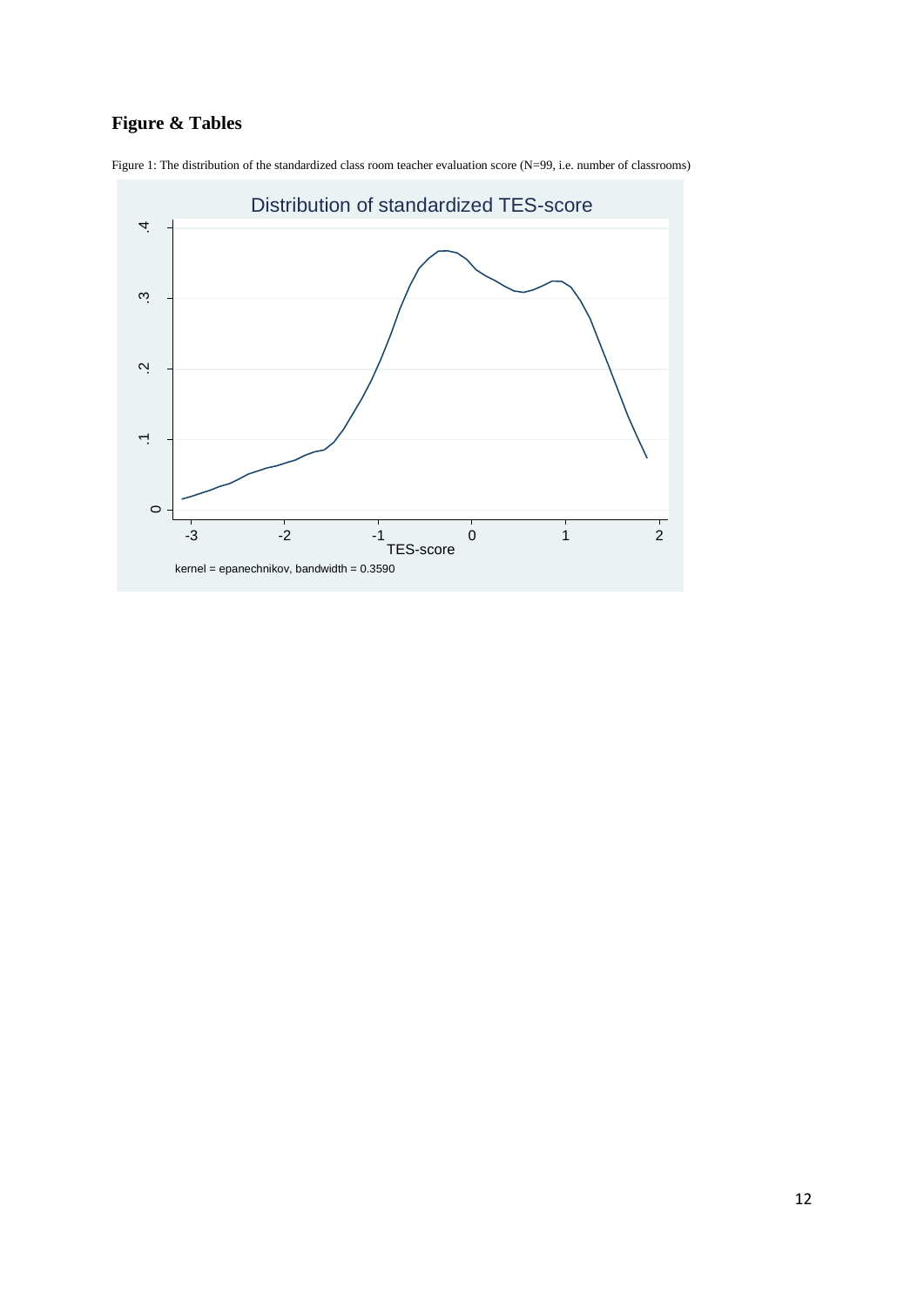## Figure & Tables

Figure 1: The distribution of the standardized class room teacher evaluation score (N=99, i.e. number of classrooms)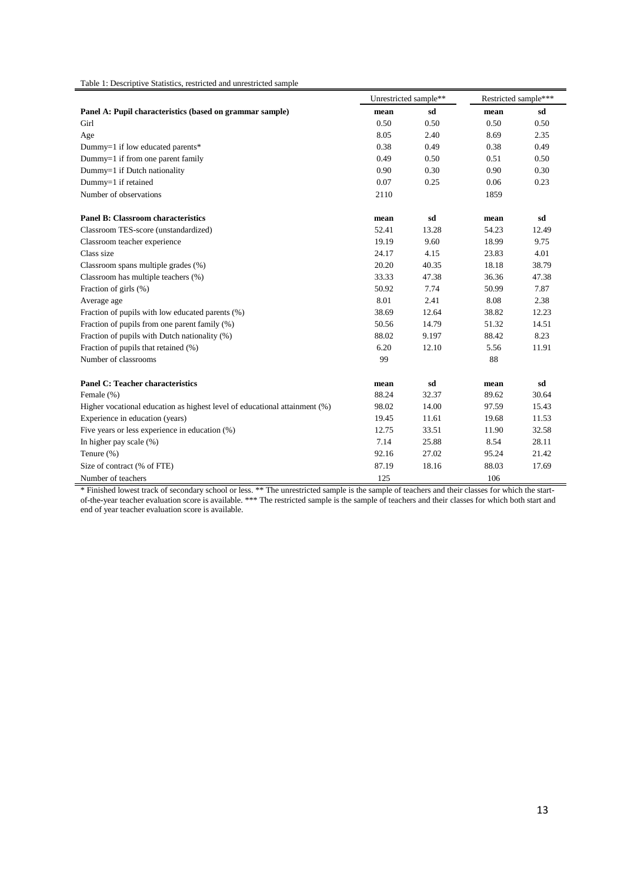Table 1: Descriptive Statistics, restricted and unrestricted sample

| | Unrestricted sample** | | Restricted sample*** | |
|---|---|---|---|---|
| **Panel A: Pupil characteristics (based on grammar sample)** | **mean** | **sd** | **mean** | **sd** |
| Girl | 0.50 | 0.50 | 0.50 | 0.50 |
| Age | 8.05 | 2.40 | 8.69 | 2.35 |
| Dummy=1 if low educated parents* | 0.38 | 0.49 | 0.38 | 0.49 |
| Dummy=1 if from one parent family | 0.49 | 0.50 | 0.51 | 0.50 |
| Dummy=1 if Dutch nationality | 0.90 | 0.30 | 0.90 | 0.30 |
| Dummy=1 if retained | 0.07 | 0.25 | 0.06 | 0.23 |
| Number of observations | 2110 | | 1859 | |
| **Panel B: Classroom characteristics** | **mean** | **sd** | **mean** | **sd** |
| Classroom TES-score (unstandardized) | 52.41 | 13.28 | 54.23 | 12.49 |
| Classroom teacher experience | 19.19 | 9.60 | 18.99 | 9.75 |
| Class size | 24.17 | 4.15 | 23.83 | 4.01 |
| Classroom spans multiple grades (%) | 20.20 | 40.35 | 18.18 | 38.79 |
| Classroom has multiple teachers (%) | 33.33 | 47.38 | 36.36 | 47.38 |
| Fraction of girls (%) | 50.92 | 7.74 | 50.99 | 7.87 |
| Average age | 8.01 | 2.41 | 8.08 | 2.38 |
| Fraction of pupils with low educated parents (%) | 38.69 | 12.64 | 38.82 | 12.23 |
| Fraction of pupils from one parent family (%) | 50.56 | 14.79 | 51.32 | 14.51 |
| Fraction of pupils with Dutch nationality (%) | 88.02 | 9.197 | 88.42 | 8.23 |
| Fraction of pupils that retained (%) | 6.20 | 12.10 | 5.56 | 11.91 |
| Number of classrooms | 99 | | 88 | |
| **Panel C: Teacher characteristics** | **mean** | **sd** | **mean** | **sd** |
| Female (%) | 88.24 | 32.37 | 89.62 | 30.64 |
| Higher vocational education as highest level of educational attainment (%) | 98.02 | 14.00 | 97.59 | 15.43 |
| Experience in education (years) | 19.45 | 11.61 | 19.68 | 11.53 |
| Five years or less experience in education (%) | 12.75 | 33.51 | 11.90 | 32.58 |
| In higher pay scale (%) | 7.14 | 25.88 | 8.54 | 28.11 |
| Tenure (%) | 92.16 | 27.02 | 95.24 | 21.42 |
| Size of contract (% of FTE) | 87.19 | 18.16 | 88.03 | 17.69 |
| Number of teachers | 125 | | 106 | |

* Finished lowest track of secondary school or less. ** The unrestricted sample is the sample of teachers and their classes for which the start-of-the-year teacher evaluation score is available. *** The restricted sample is the sample of teachers and their classes for which both start and end of year teacher evaluation score is available.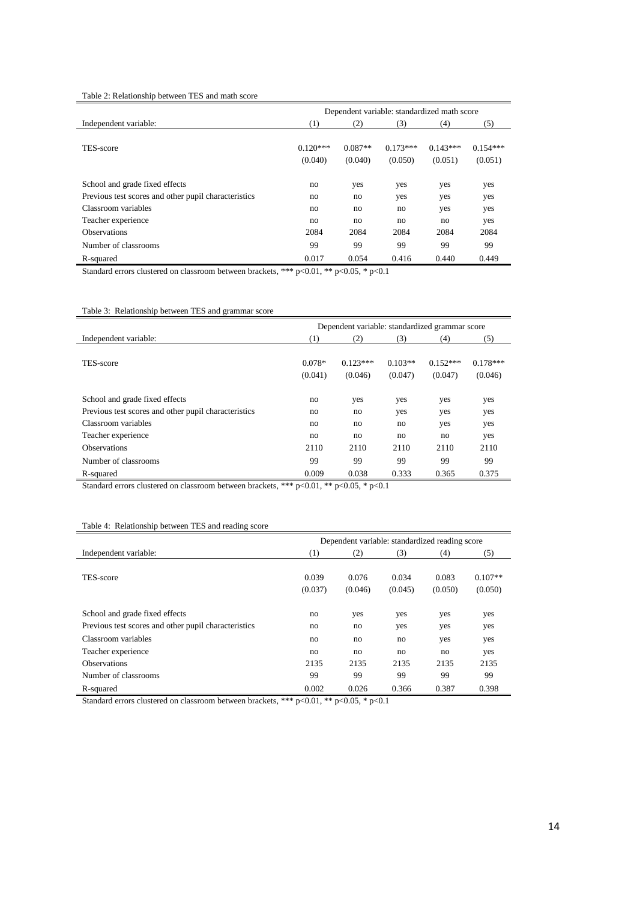Table 2: Relationship between TES and math score

| | Dependent variable: standardized math score | | | | |
|---|---|---|---|---|---|
| Independent variable: | (1) | (2) | (3) | (4) | (5) |
| TES-score | 0.120*** | 0.087** | 0.173*** | 0.143*** | 0.154*** |
| | (0.040) | (0.040) | (0.050) | (0.051) | (0.051) |
| School and grade fixed effects | no | yes | yes | yes | yes |
| Previous test scores and other pupil characteristics | no | no | yes | yes | yes |
| Classroom variables | no | no | no | yes | yes |
| Teacher experience | no | no | no | no | yes |
| Observations | 2084 | 2084 | 2084 | 2084 | 2084 |
| Number of classrooms | 99 | 99 | 99 | 99 | 99 |
| R-squared | 0.017 | 0.054 | 0.416 | 0.440 | 0.449 |

Standard errors clustered on classroom between brackets, *** p<0.01, ** p<0.05, * p<0.1

Table 3: Relationship between TES and grammar score

| | Dependent variable: standardized grammar score | | | | |
|---|---|---|---|---|---|
| Independent variable: | (1) | (2) | (3) | (4) | (5) |
| TES-score | 0.078* | 0.123*** | 0.103** | 0.152*** | 0.178*** |
| | (0.041) | (0.046) | (0.047) | (0.047) | (0.046) |
| School and grade fixed effects | no | yes | yes | yes | yes |
| Previous test scores and other pupil characteristics | no | no | yes | yes | yes |
| Classroom variables | no | no | no | yes | yes |
| Teacher experience | no | no | no | no | yes |
| Observations | 2110 | 2110 | 2110 | 2110 | 2110 |
| Number of classrooms | 99 | 99 | 99 | 99 | 99 |
| R-squared | 0.009 | 0.038 | 0.333 | 0.365 | 0.375 |

Standard errors clustered on classroom between brackets, *** p<0.01, ** p<0.05, * p<0.1

Table 4: Relationship between TES and reading score

| | Dependent variable: standardized reading score | | | | |
|---|---|---|---|---|---|
| Independent variable: | (1) | (2) | (3) | (4) | (5) |
| TES-score | 0.039 | 0.076 | 0.034 | 0.083 | 0.107** |
| | (0.037) | (0.046) | (0.045) | (0.050) | (0.050) |
| School and grade fixed effects | no | yes | yes | yes | yes |
| Previous test scores and other pupil characteristics | no | no | yes | yes | yes |
| Classroom variables | no | no | no | yes | yes |
| Teacher experience | no | no | no | no | yes |
| Observations | 2135 | 2135 | 2135 | 2135 | 2135 |
| Number of classrooms | 99 | 99 | 99 | 99 | 99 |
| R-squared | 0.002 | 0.026 | 0.366 | 0.387 | 0.398 |

Standard errors clustered on classroom between brackets, *** p<0.01, ** p<0.05, * p<0.1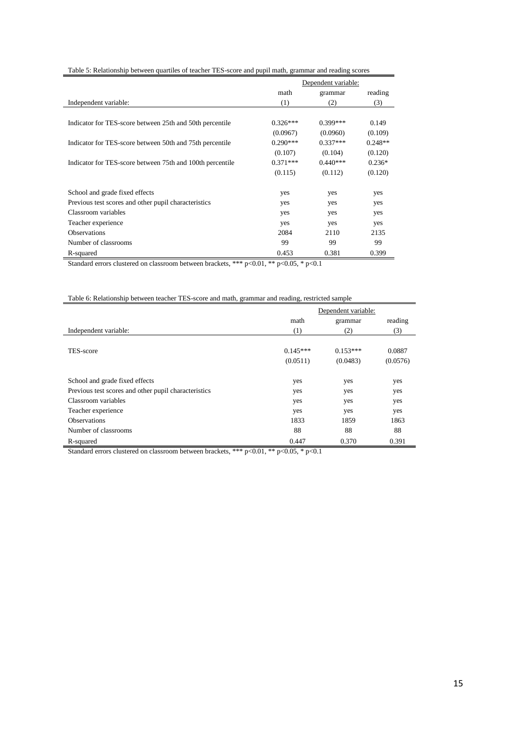Table 5: Relationship between quartiles of teacher TES-score and pupil math, grammar and reading scores

| | Dependent variable: | | |
|---|---|---|---|
| | math | grammar | reading |
| Independent variable: | (1) | (2) | (3) |
| Indicator for TES-score between 25th and 50th percentile | 0.326*** | 0.399*** | 0.149 |
| | (0.0967) | (0.0960) | (0.109) |
| Indicator for TES-score between 50th and 75th percentile | 0.290*** | 0.337*** | 0.248** |
| | (0.107) | (0.104) | (0.120) |
| Indicator for TES-score between 75th and 100th percentile | 0.371*** | 0.440*** | 0.236* |
| | (0.115) | (0.112) | (0.120) |
| School and grade fixed effects | yes | yes | yes |
| Previous test scores and other pupil characteristics | yes | yes | yes |
| Classroom variables | yes | yes | yes |
| Teacher experience | yes | yes | yes |
| Observations | 2084 | 2110 | 2135 |
| Number of classrooms | 99 | 99 | 99 |
| R-squared | 0.453 | 0.381 | 0.399 |

Standard errors clustered on classroom between brackets, *** p<0.01, ** p<0.05, * p<0.1

Table 6: Relationship between teacher TES-score and math, grammar and reading, restricted sample

| | Dependent variable: | | |
|---|---|---|---|
| | math | grammar | reading |
| Independent variable: | (1) | (2) | (3) |
| TES-score | 0.145*** | 0.153*** | 0.0887 |
| | (0.0511) | (0.0483) | (0.0576) |
| School and grade fixed effects | yes | yes | yes |
| Previous test scores and other pupil characteristics | yes | yes | yes |
| Classroom variables | yes | yes | yes |
| Teacher experience | yes | yes | yes |
| Observations | 1833 | 1859 | 1863 |
| Number of classrooms | 88 | 88 | 88 |
| R-squared | 0.447 | 0.370 | 0.391 |

Standard errors clustered on classroom between brackets, *** p<0.01, ** p<0.05, * p<0.1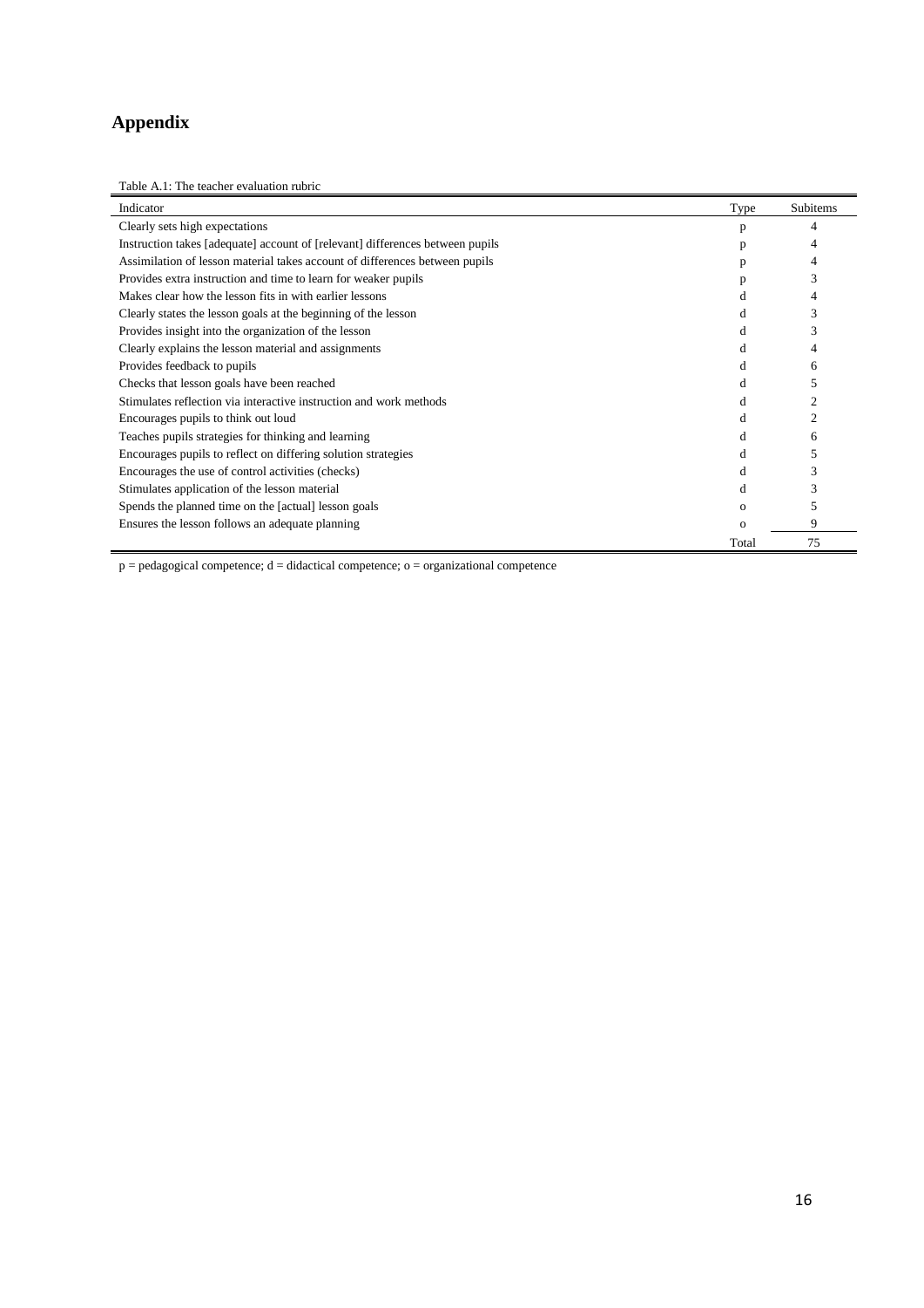# Appendix

Table A.1: The teacher evaluation rubric

| Indicator | Type | Subitems |
|---|---|---|
| Clearly sets high expectations | p | 4 |
| Instruction takes [adequate] account of [relevant] differences between pupils | p | 4 |
| Assimilation of lesson material takes account of differences between pupils | p | 4 |
| Provides extra instruction and time to learn for weaker pupils | p | 3 |
| Makes clear how the lesson fits in with earlier lessons | d | 4 |
| Clearly states the lesson goals at the beginning of the lesson | d | 3 |
| Provides insight into the organization of the lesson | d | 3 |
| Clearly explains the lesson material and assignments | d | 4 |
| Provides feedback to pupils | d | 6 |
| Checks that lesson goals have been reached | d | 5 |
| Stimulates reflection via interactive instruction and work methods | d | 2 |
| Encourages pupils to think out loud | d | 2 |
| Teaches pupils strategies for thinking and learning | d | 6 |
| Encourages pupils to reflect on differing solution strategies | d | 5 |
| Encourages the use of control activities (checks) | d | 3 |
| Stimulates application of the lesson material | d | 3 |
| Spends the planned time on the [actual] lesson goals | o | 5 |
| Ensures the lesson follows an adequate planning | o | 9 |
| | Total | 75 |

p = pedagogical competence; d = didactical competence; o = organizational competence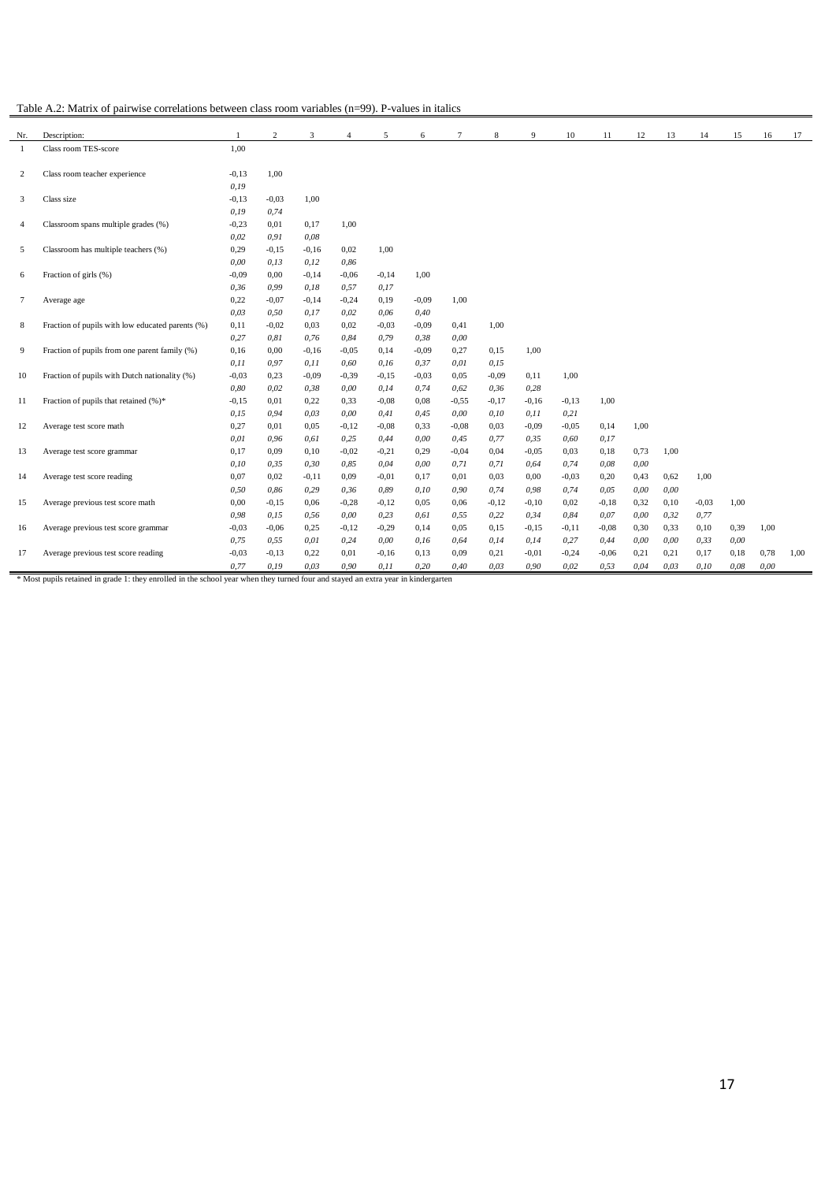Table A.2: Matrix of pairwise correlations between class room variables (n=99). P-values in italics

| Nr. | Description: | 1 | 2 | 3 | 4 | 5 | 6 | 7 | 8 | 9 | 10 | 11 | 12 | 13 | 14 | 15 | 16 | 17 |
|---|---|---|---|---|---|---|---|---|---|---|---|---|---|---|---|---|---|---|
| 1 | Class room TES-score | 1,00 | | | | | | | | | | | | | | | | |
| 2 | Class room teacher experience | -0,13 | 1,00 | | | | | | | | | | | | | | | |
| | | *0,19* | | | | | | | | | | | | | | | | |
| 3 | Class size | -0,13 | -0,03 | 1,00 | | | | | | | | | | | | | | |
| | | *0,19* | *0,74* | | | | | | | | | | | | | | | |
| 4 | Classroom spans multiple grades (%) | -0,23 | 0,01 | 0,17 | 1,00 | | | | | | | | | | | | | |
| | | *0,02* | *0,91* | *0,08* | | | | | | | | | | | | | | |
| 5 | Classroom has multiple teachers (%) | 0,29 | -0,15 | -0,16 | 0,02 | 1,00 | | | | | | | | | | | | |
| | | *0,00* | *0,13* | *0,12* | *0,86* | | | | | | | | | | | | | |
| 6 | Fraction of girls (%) | -0,09 | 0,00 | -0,14 | -0,06 | -0,14 | 1,00 | | | | | | | | | | | |
| | | *0,36* | *0,99* | *0,18* | *0,57* | *0,17* | | | | | | | | | | | | |
| 7 | Average age | 0,22 | -0,07 | -0,14 | -0,24 | 0,19 | -0,09 | 1,00 | | | | | | | | | | |
| | | *0,03* | *0,50* | *0,17* | *0,02* | *0,06* | *0,40* | | | | | | | | | | | |
| 8 | Fraction of pupils with low educated parents (%) | 0,11 | -0,02 | 0,03 | 0,02 | -0,03 | -0,09 | 0,41 | 1,00 | | | | | | | | | |
| | | *0,27* | *0,81* | *0,76* | *0,84* | *0,79* | *0,38* | *0,00* | | | | | | | | | | |
| 9 | Fraction of pupils from one parent family (%) | 0,16 | 0,00 | -0,16 | -0,05 | 0,14 | -0,09 | 0,27 | 0,15 | 1,00 | | | | | | | | |
| | | *0,11* | *0,97* | *0,11* | *0,60* | *0,16* | *0,37* | *0,01* | *0,15* | | | | | | | | | |
| 10 | Fraction of pupils with Dutch nationality (%) | -0,03 | 0,23 | -0,09 | -0,39 | -0,15 | -0,03 | 0,05 | -0,09 | 0,11 | 1,00 | | | | | | | |
| | | *0,80* | *0,02* | *0,38* | *0,00* | *0,14* | *0,74* | *0,62* | *0,36* | *0,28* | | | | | | | | |
| 11 | Fraction of pupils that retained (%)* | -0,15 | 0,01 | 0,22 | 0,33 | -0,08 | 0,08 | -0,55 | -0,17 | -0,16 | -0,13 | 1,00 | | | | | | |
| | | *0,15* | *0,94* | *0,03* | *0,00* | *0,41* | *0,45* | *0,00* | *0,10* | *0,11* | *0,21* | | | | | | | |
| 12 | Average test score math | 0,27 | 0,01 | 0,05 | -0,12 | -0,08 | 0,33 | -0,08 | 0,03 | -0,09 | -0,05 | 0,14 | 1,00 | | | | | |
| | | *0,01* | *0,96* | *0,61* | *0,25* | *0,44* | *0,00* | *0,45* | *0,77* | *0,35* | *0,60* | *0,17* | | | | | | |
| 13 | Average test score grammar | 0,17 | 0,09 | 0,10 | -0,02 | -0,21 | 0,29 | -0,04 | 0,04 | -0,05 | 0,03 | 0,18 | 0,73 | 1,00 | | | | |
| | | *0,10* | *0,35* | *0,30* | *0,85* | *0,04* | *0,00* | *0,71* | *0,71* | *0,64* | *0,74* | *0,08* | *0,00* | | | | | |
| 14 | Average test score reading | 0,07 | 0,02 | -0,11 | 0,09 | -0,01 | 0,17 | 0,01 | 0,03 | 0,00 | -0,03 | 0,20 | 0,43 | 0,62 | 1,00 | | | |
| | | *0,50* | *0,86* | *0,29* | *0,36* | *0,89* | *0,10* | *0,90* | *0,74* | *0,98* | *0,74* | *0,05* | *0,00* | *0,00* | | | | |
| 15 | Average previous test score math | 0,00 | -0,15 | 0,06 | -0,28 | -0,12 | 0,05 | 0,06 | -0,12 | -0,10 | 0,02 | -0,18 | 0,32 | 0,10 | -0,03 | 1,00 | | |
| | | *0,98* | *0,15* | *0,56* | *0,00* | *0,23* | *0,61* | *0,55* | *0,22* | *0,34* | *0,84* | *0,07* | *0,00* | *0,32* | *0,77* | | | |
| 16 | Average previous test score grammar | -0,03 | -0,06 | 0,25 | -0,12 | -0,29 | 0,14 | 0,05 | 0,15 | -0,15 | -0,11 | -0,08 | 0,30 | 0,33 | 0,10 | 0,39 | 1,00 | |
| | | *0,75* | *0,55* | *0,01* | *0,24* | *0,00* | *0,16* | *0,64* | *0,14* | *0,14* | *0,27* | *0,44* | *0,00* | *0,00* | *0,33* | *0,00* | | |
| 17 | Average previous test score reading | -0,03 | -0,13 | 0,22 | 0,01 | -0,16 | 0,13 | 0,09 | 0,21 | -0,01 | -0,24 | -0,06 | 0,21 | 0,21 | 0,17 | 0,18 | 0,78 | 1,00 |
| | | *0,77* | *0,19* | *0,03* | *0,90* | *0,11* | *0,20* | *0,40* | *0,03* | *0,90* | *0,02* | *0,53* | *0,04* | *0,03* | *0,10* | *0,08* | *0,00* | |

* Most pupils retained in grade 1: they enrolled in the school year when they turned four and stayed an extra year in kindergarten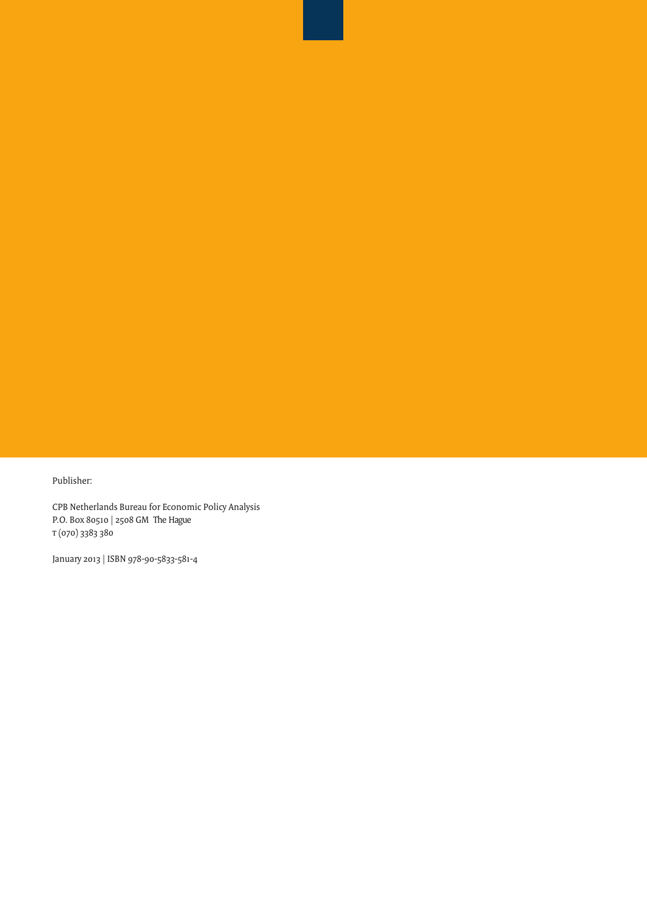Publisher:

CPB Netherlands Bureau for Economic Policy Analysis
P.O. Box 80510 | 2508 GM The Hague
T (070) 3383 380

January 2013 | ISBN 978-90-5833-581-4